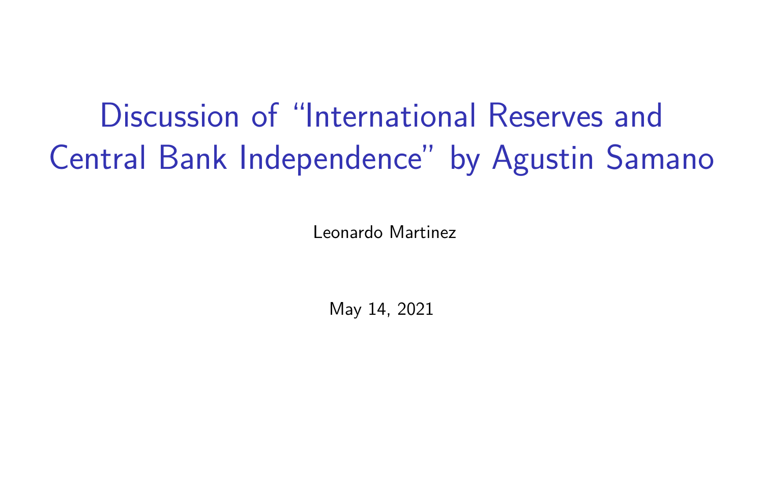# Discussion of “International Reserves and Central Bank Independence” by Agustin Samano

Leonardo Martinez

May 14, 2021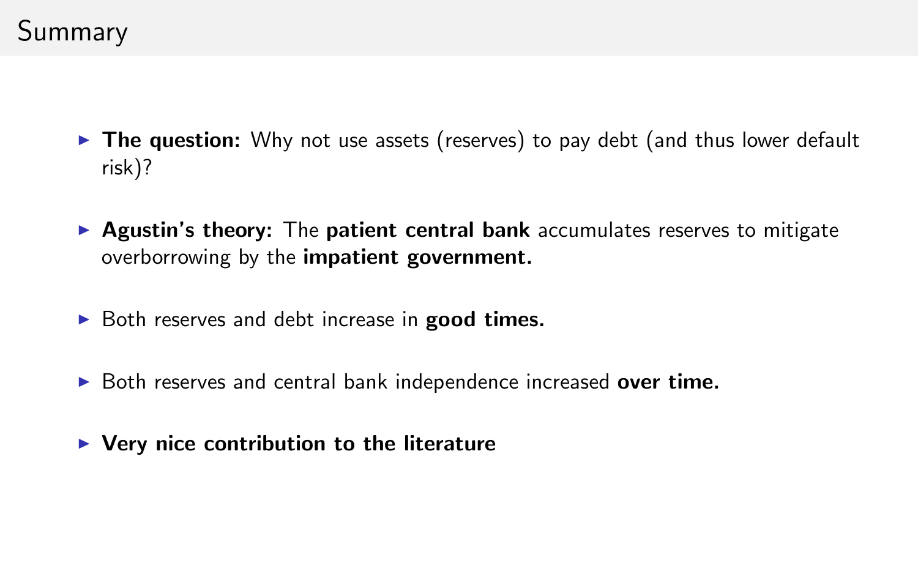# Summary

- **The question:** Why not use assets (reserves) to pay debt (and thus lower default risk)?
- **Agustin's theory:** The **patient central bank** accumulates reserves to mitigate overborrowing by the **impatient government.**
- Both reserves and debt increase in **good times.**
- Both reserves and central bank independence increased **over time.**
- **Very nice contribution to the literature**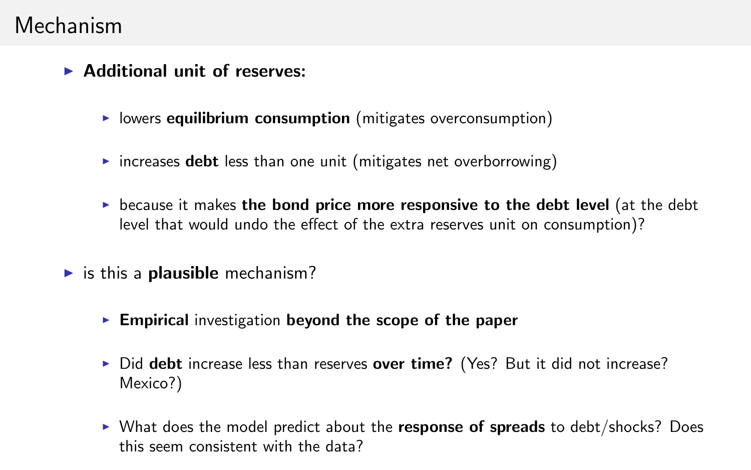# Mechanism

- **Additional unit of reserves:**
  - lowers **equilibrium consumption** (mitigates overconsumption)
  - increases **debt** less than one unit (mitigates net overborrowing)
  - because it makes **the bond price more responsive to the debt level** (at the debt level that would undo the effect of the extra reserves unit on consumption)?
- is this a **plausible** mechanism?
  - **Empirical** investigation **beyond the scope of the paper**
  - Did **debt** increase less than reserves **over time?** (Yes? But it did not increase? Mexico?)
  - What does the model predict about the **response of spreads** to debt/shocks? Does this seem consistent with the data?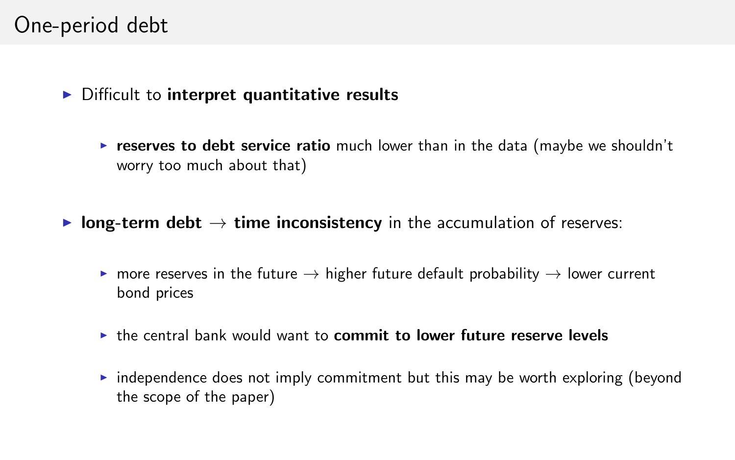# One-period debt

- Difficult to **interpret quantitative results**
  - **reserves to debt service ratio** much lower than in the data (maybe we shouldn't worry too much about that)
- **long-term debt** $\rightarrow$ **time inconsistency** in the accumulation of reserves:
  - more reserves in the future $\rightarrow$ higher future default probability $\rightarrow$ lower current bond prices
  - the central bank would want to **commit to lower future reserve levels**
  - independence does not imply commitment but this may be worth exploring (beyond the scope of the paper)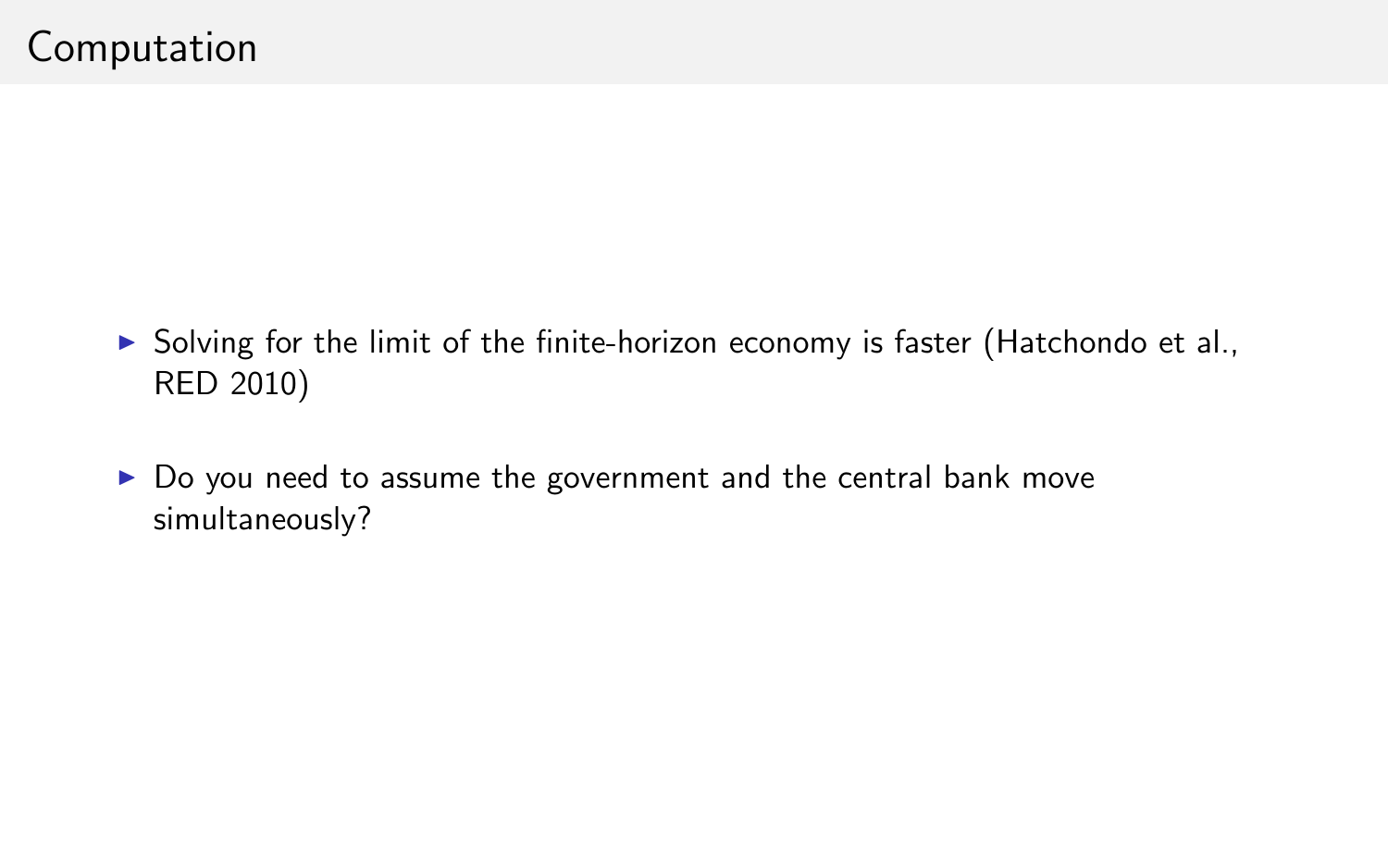# Computation

- Solving for the limit of the finite-horizon economy is faster (Hatchondo et al., RED 2010)
- Do you need to assume the government and the central bank move simultaneously?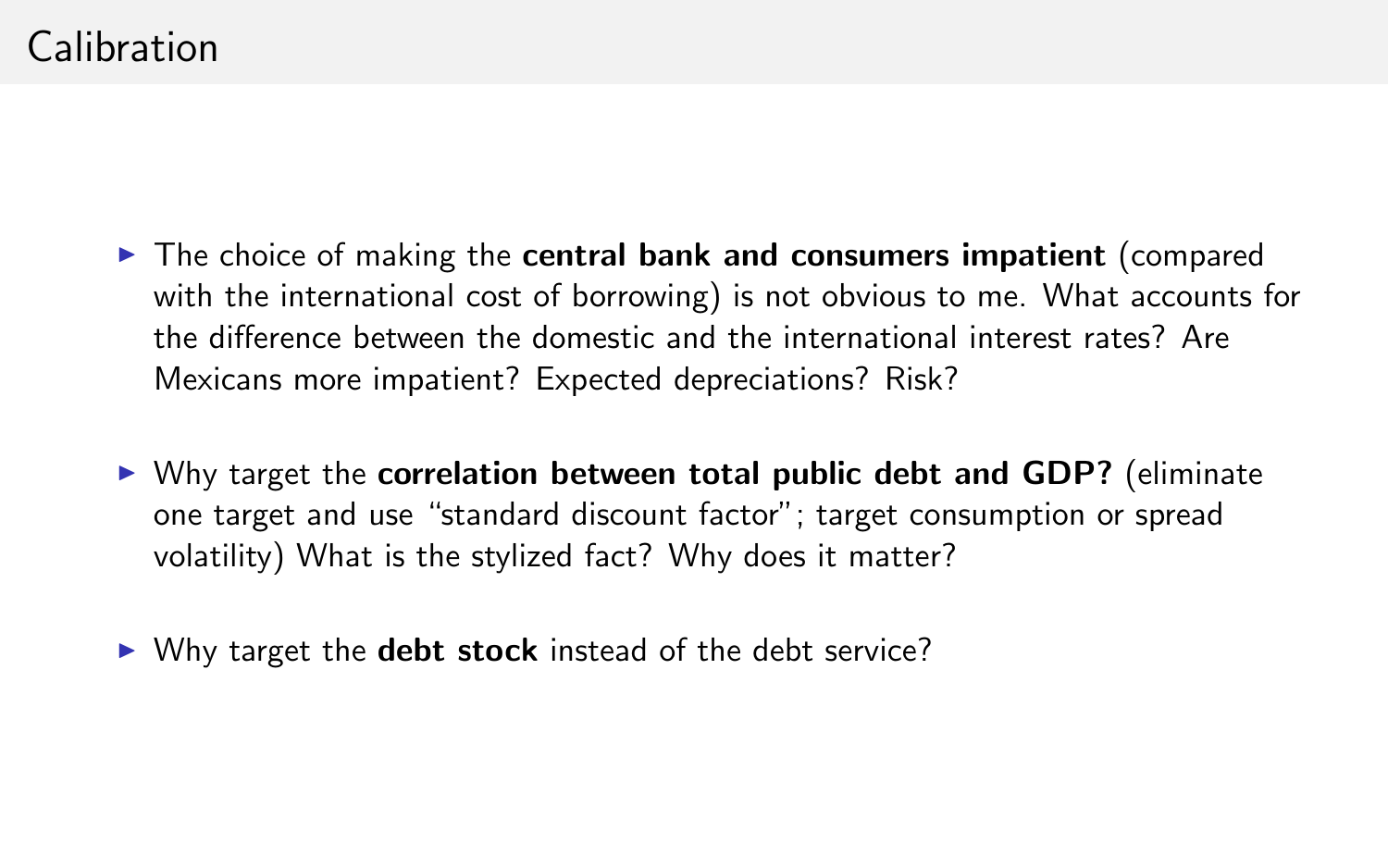# Calibration

- The choice of making the **central bank and consumers impatient** (compared with the international cost of borrowing) is not obvious to me. What accounts for the difference between the domestic and the international interest rates? Are Mexicans more impatient? Expected depreciations? Risk?

- Why target the **correlation between total public debt and GDP?** (eliminate one target and use "standard discount factor"; target consumption or spread volatility) What is the stylized fact? Why does it matter?

- Why target the **debt stock** instead of the debt service?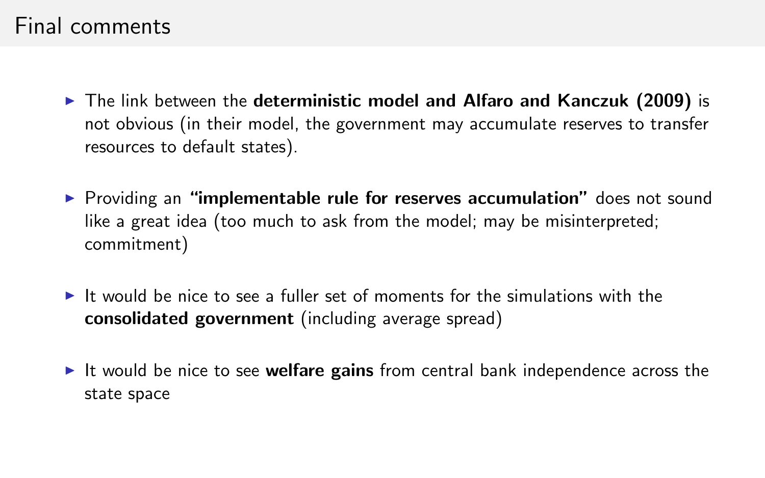# Final comments

- The link between the **deterministic model and Alfaro and Kanczuk (2009)** is not obvious (in their model, the government may accumulate reserves to transfer resources to default states).
- Providing an **"implementable rule for reserves accumulation"** does not sound like a great idea (too much to ask from the model; may be misinterpreted; commitment)
- It would be nice to see a fuller set of moments for the simulations with the **consolidated government** (including average spread)
- It would be nice to see **welfare gains** from central bank independence across the state space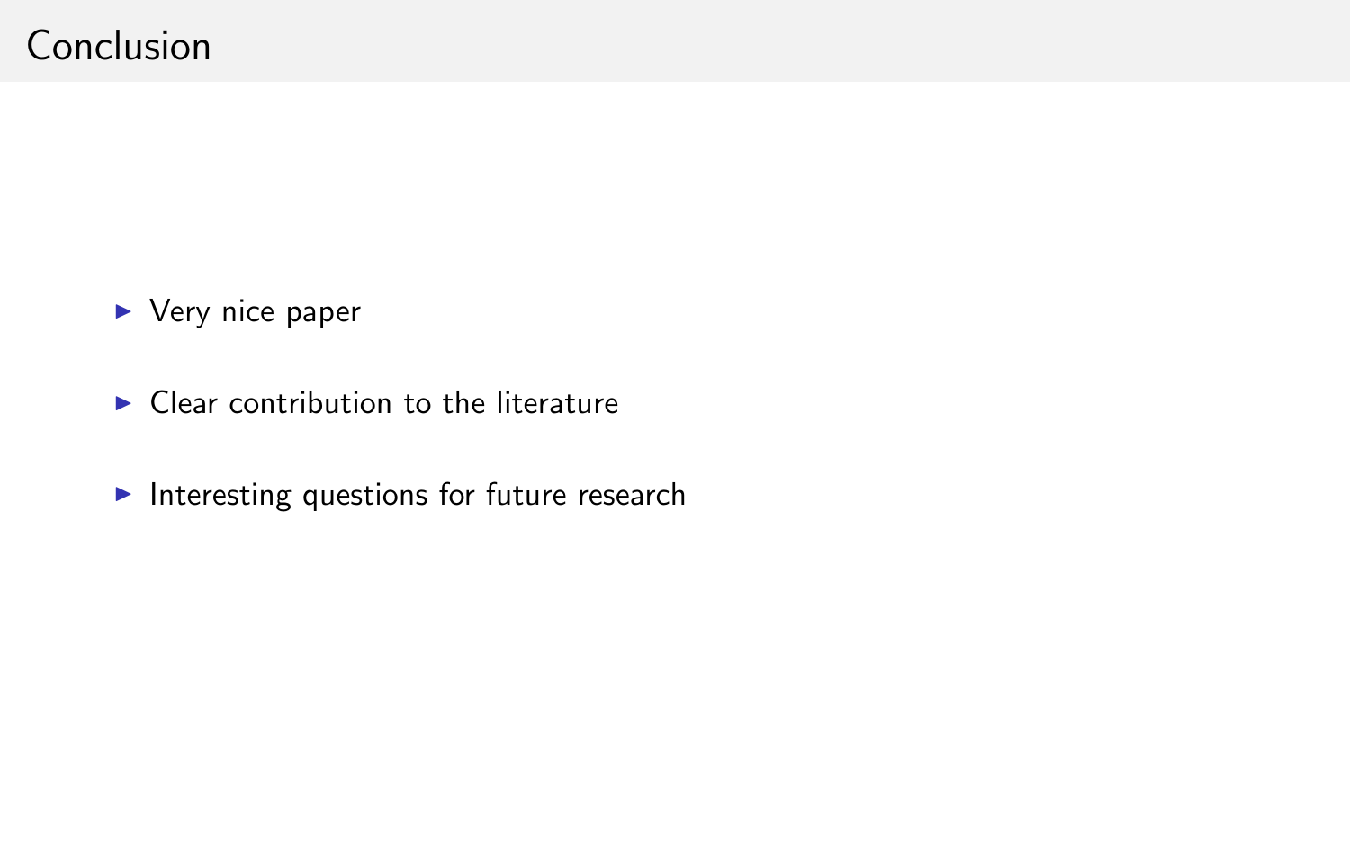# Conclusion

- Very nice paper
- Clear contribution to the literature
- Interesting questions for future research